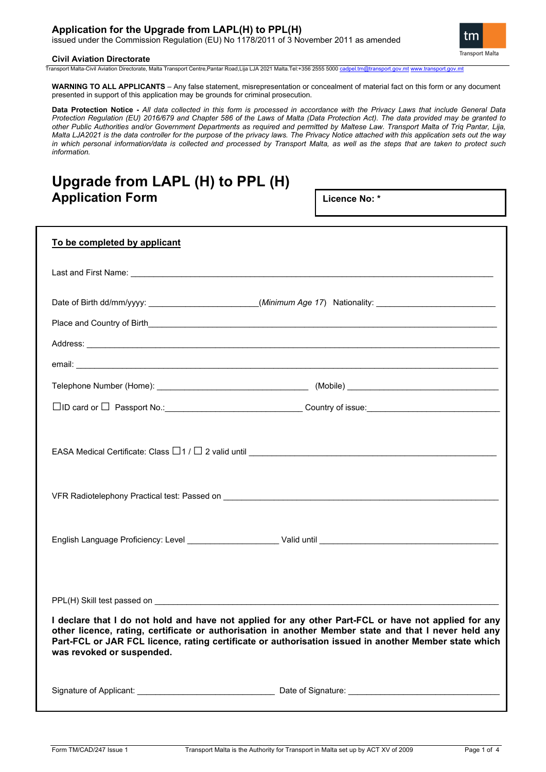**Application for the Upgrade from LAPL(H) to PPL(H)**
issued under the Commission Regulation (EU) No 1178/2011 of 3 November 2011 as amended

**Civil Aviation Directorate**
Transport Malta-Civil Aviation Directorate, Malta Transport Centre,Pantar Road,Lija LJA 2021 Malta.Tel:+356 2555 5000 cadpel.tm@transport.gov.mt www.transport.gov.mt

**WARNING TO ALL APPLICANTS** – Any false statement, misrepresentation or concealment of material fact on this form or any document presented in support of this application may be grounds for criminal prosecution.

**Data Protection Notice -** *All data collected in this form is processed in accordance with the Privacy Laws that include General Data Protection Regulation (EU) 2016/679 and Chapter 586 of the Laws of Malta (Data Protection Act). The data provided may be granted to other Public Authorities and/or Government Departments as required and permitted by Maltese Law. Transport Malta of Triq Pantar, Lija, Malta LJA2021 is the data controller for the purpose of the privacy laws. The Privacy Notice attached with this application sets out the way in which personal information/data is collected and processed by Transport Malta, as well as the steps that are taken to protect such information.*

# Upgrade from LAPL (H) to PPL (H)
## Application Form

**Licence No: \***

**To be completed by applicant**

Last and First Name: ____________________

Date of Birth dd/mm/yyyy: ____________________ (*Minimum Age 17*) Nationality: ____________________

Place and Country of Birth ____________________

Address: ____________________

email: ____________________

Telephone Number (Home): ____________________ (Mobile) ____________________

☐ID card or ☐ Passport No.: ____________________ Country of issue: ____________________

EASA Medical Certificate: Class ☐1 / ☐ 2 valid until ____________________

VFR Radiotelephony Practical test: Passed on ____________________

English Language Proficiency: Level ____________________ Valid until ____________________

PPL(H) Skill test passed on ____________________

**I declare that I do not hold and have not applied for any other Part-FCL or have not applied for any other licence, rating, certificate or authorisation in another Member state and that I never held any Part-FCL or JAR FCL licence, rating certificate or authorisation issued in another Member state which was revoked or suspended.**

Signature of Applicant: ____________________ Date of Signature: ____________________

Form TM/CAD/247 Issue 1 Transport Malta is the Authority for Transport in Malta set up by ACT XV of 2009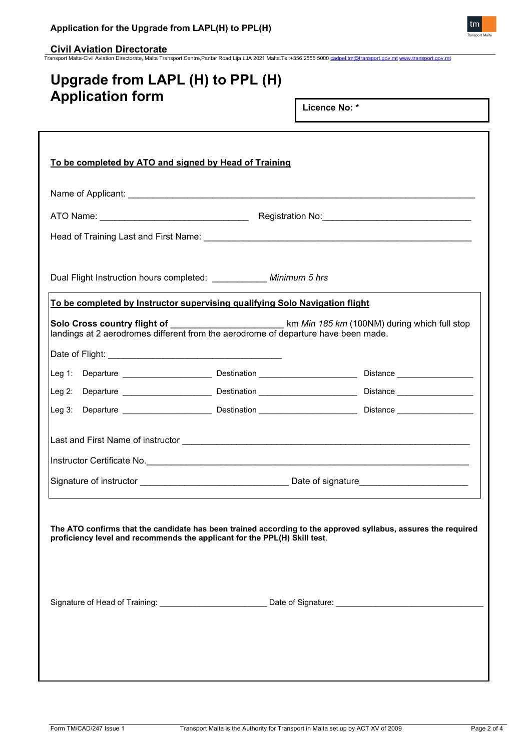# Upgrade from LAPL (H) to PPL (H)
# Application form

**Licence No: \***

**To be completed by ATO and signed by Head of Training**

Name of Applicant: ______________________________________________

ATO Name: ______________________________ Registration No: ______________________________

Head of Training Last and First Name: ______________________________________________

Dual Flight Instruction hours completed: ___________ *Minimum 5 hrs*

**To be completed by Instructor supervising qualifying Solo Navigation flight**

**Solo Cross country flight of** ______________________ km *Min 185 km* (100NM) during which full stop landings at 2 aerodromes different from the aerodrome of departure have been made.

Date of Flight: ___________________________________

Leg 1: Departure ____________________ Destination _____________________ Distance _________________

Leg 2: Departure ____________________ Destination _____________________ Distance _________________

Leg 3: Departure ____________________ Destination _____________________ Distance _________________

Last and First Name of instructor ______________________________________________

Instructor Certificate No.______________________________________________

Signature of instructor ______________________________ Date of signature______________________

**The ATO confirms that the candidate has been trained according to the approved syllabus, assures the required proficiency level and recommends the applicant for the PPL(H) Skill test**.

Signature of Head of Training: ________________________ Date of Signature: ________________________________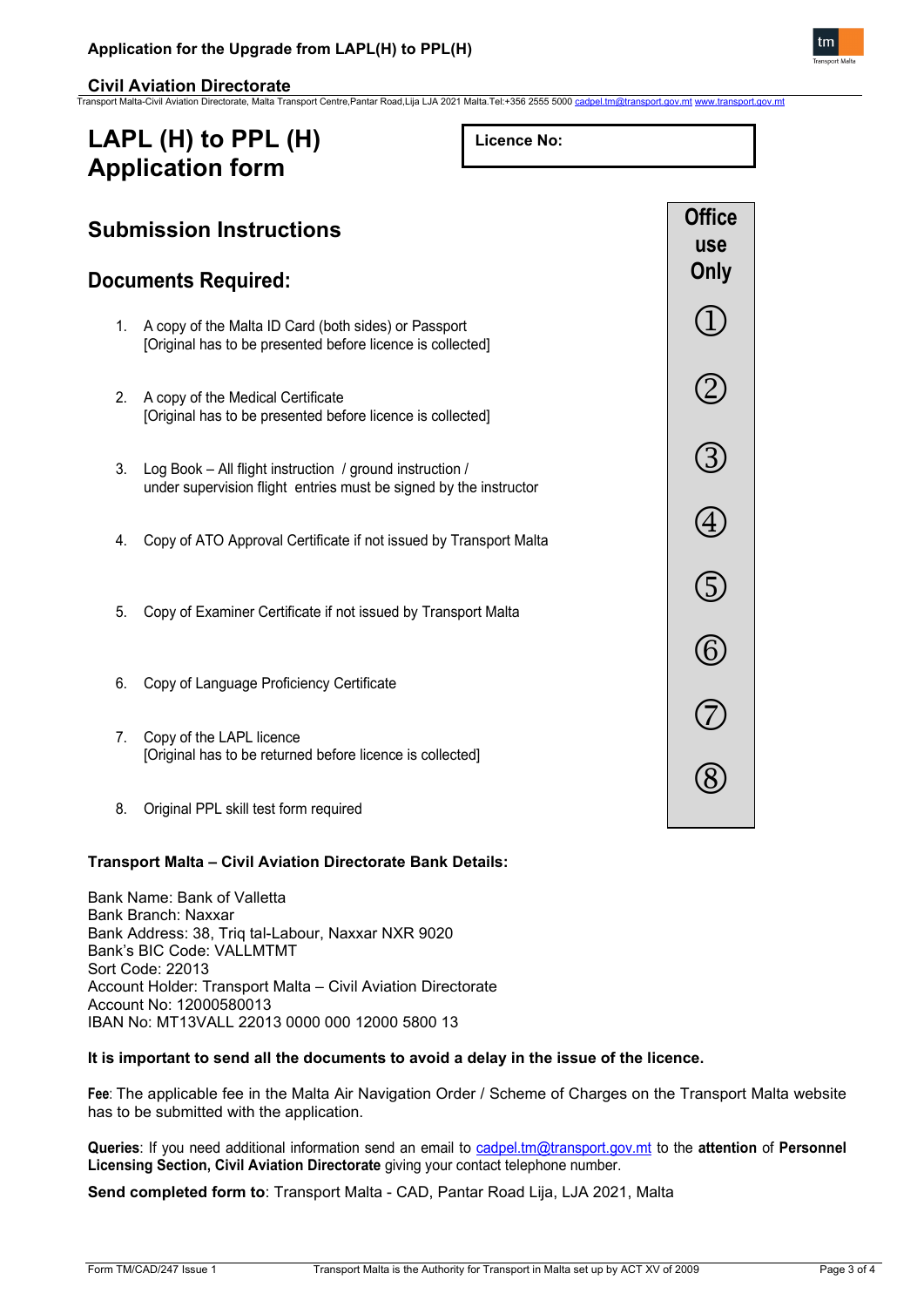# LAPL (H) to PPL (H) Application form

**Licence No:**

## Submission Instructions

## Documents Required:

| Office use Only |
|---|
| ① |
| ② |
| ③ |
| ④ |
| ⑤ |
| ⑥ |
| ⑦ |
| ⑧ |

1. A copy of the Malta ID Card (both sides) or Passport
[Original has to be presented before licence is collected]
2. A copy of the Medical Certificate
[Original has to be presented before licence is collected]
3. Log Book – All flight instruction / ground instruction / under supervision flight entries must be signed by the instructor
4. Copy of ATO Approval Certificate if not issued by Transport Malta
5. Copy of Examiner Certificate if not issued by Transport Malta
6. Copy of Language Proficiency Certificate
7. Copy of the LAPL licence
[Original has to be returned before licence is collected]
8. Original PPL skill test form required

**Transport Malta – Civil Aviation Directorate Bank Details:**

Bank Name: Bank of Valletta
Bank Branch: Naxxar
Bank Address: 38, Triq tal-Labour, Naxxar NXR 9020
Bank's BIC Code: VALLMTMT
Sort Code: 22013
Account Holder: Transport Malta – Civil Aviation Directorate
Account No: 12000580013
IBAN No: MT13VALL 22013 0000 000 12000 5800 13

**It is important to send all the documents to avoid a delay in the issue of the licence.**

**Fee**: The applicable fee in the Malta Air Navigation Order / Scheme of Charges on the Transport Malta website has to be submitted with the application.

**Queries**: If you need additional information send an email to cadpel.tm@transport.gov.mt to the **attention** of **Personnel Licensing Section, Civil Aviation Directorate** giving your contact telephone number.

**Send completed form to**: Transport Malta - CAD, Pantar Road Lija, LJA 2021, Malta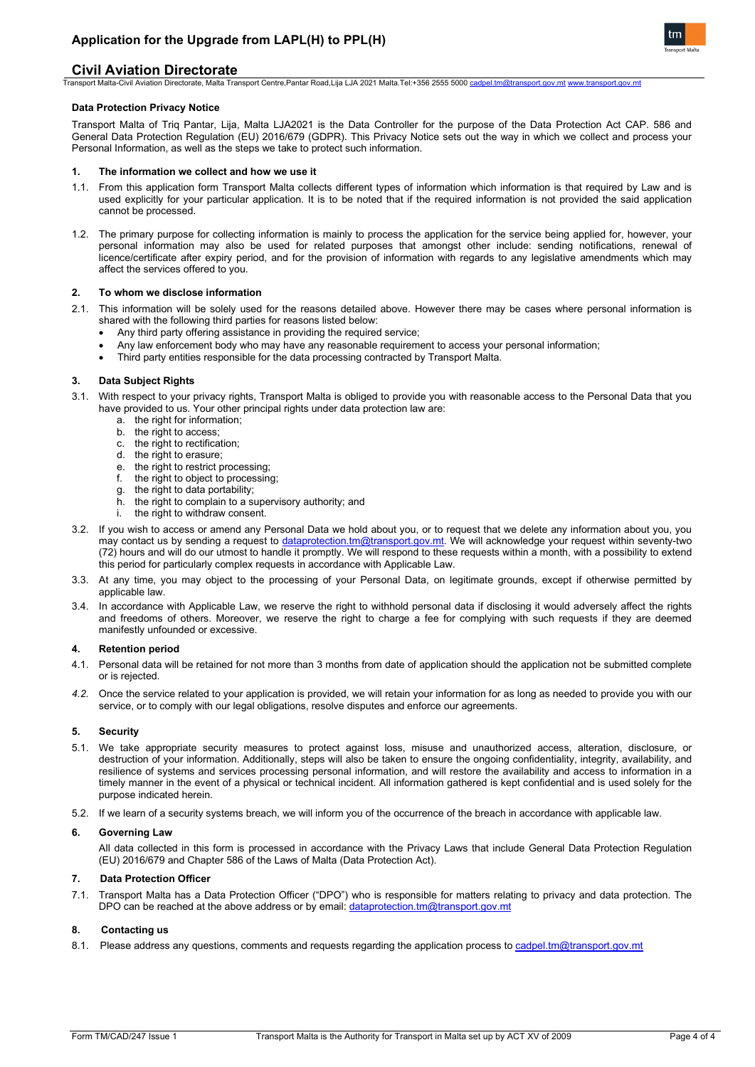## Data Protection Privacy Notice

Transport Malta of Triq Pantar, Lija, Malta LJA2021 is the Data Controller for the purpose of the Data Protection Act CAP. 586 and General Data Protection Regulation (EU) 2016/679 (GDPR). This Privacy Notice sets out the way in which we collect and process your Personal Information, as well as the steps we take to protect such information.

### 1. The information we collect and how we use it

1.1. From this application form Transport Malta collects different types of information which information is that required by Law and is used explicitly for your particular application. It is to be noted that if the required information is not provided the said application cannot be processed.

1.2. The primary purpose for collecting information is mainly to process the application for the service being applied for, however, your personal information may also be used for related purposes that amongst other include: sending notifications, renewal of licence/certificate after expiry period, and for the provision of information with regards to any legislative amendments which may affect the services offered to you.

### 2. To whom we disclose information

2.1. This information will be solely used for the reasons detailed above. However there may be cases where personal information is shared with the following third parties for reasons listed below:

- Any third party offering assistance in providing the required service;
- Any law enforcement body who may have any reasonable requirement to access your personal information;
- Third party entities responsible for the data processing contracted by Transport Malta.

### 3. Data Subject Rights

3.1. With respect to your privacy rights, Transport Malta is obliged to provide you with reasonable access to the Personal Data that you have provided to us. Your other principal rights under data protection law are:

a. the right for information;
b. the right to access;
c. the right to rectification;
d. the right to erasure;
e. the right to restrict processing;
f. the right to object to processing;
g. the right to data portability;
h. the right to complain to a supervisory authority; and
i. the right to withdraw consent.

3.2. If you wish to access or amend any Personal Data we hold about you, or to request that we delete any information about you, you may contact us by sending a request to dataprotection.tm@transport.gov.mt. We will acknowledge your request within seventy-two (72) hours and will do our utmost to handle it promptly. We will respond to these requests within a month, with a possibility to extend this period for particularly complex requests in accordance with Applicable Law.

3.3. At any time, you may object to the processing of your Personal Data, on legitimate grounds, except if otherwise permitted by applicable law.

3.4. In accordance with Applicable Law, we reserve the right to withhold personal data if disclosing it would adversely affect the rights and freedoms of others. Moreover, we reserve the right to charge a fee for complying with such requests if they are deemed manifestly unfounded or excessive.

### 4. Retention period

4.1. Personal data will be retained for not more than 3 months from date of application should the application not be submitted complete or is rejected.

*4.2.* Once the service related to your application is provided, we will retain your information for as long as needed to provide you with our service, or to comply with our legal obligations, resolve disputes and enforce our agreements.

### 5. Security

5.1. We take appropriate security measures to protect against loss, misuse and unauthorized access, alteration, disclosure, or destruction of your information. Additionally, steps will also be taken to ensure the ongoing confidentiality, integrity, availability, and resilience of systems and services processing personal information, and will restore the availability and access to information in a timely manner in the event of a physical or technical incident. All information gathered is kept confidential and is used solely for the purpose indicated herein.

5.2. If we learn of a security systems breach, we will inform you of the occurrence of the breach in accordance with applicable law.

### 6. Governing Law

All data collected in this form is processed in accordance with the Privacy Laws that include General Data Protection Regulation (EU) 2016/679 and Chapter 586 of the Laws of Malta (Data Protection Act).

### 7. Data Protection Officer

7.1. Transport Malta has a Data Protection Officer ("DPO") who is responsible for matters relating to privacy and data protection. The DPO can be reached at the above address or by email: dataprotection.tm@transport.gov.mt

### 8. Contacting us

8.1. Please address any questions, comments and requests regarding the application process to cadpel.tm@transport.gov.mt